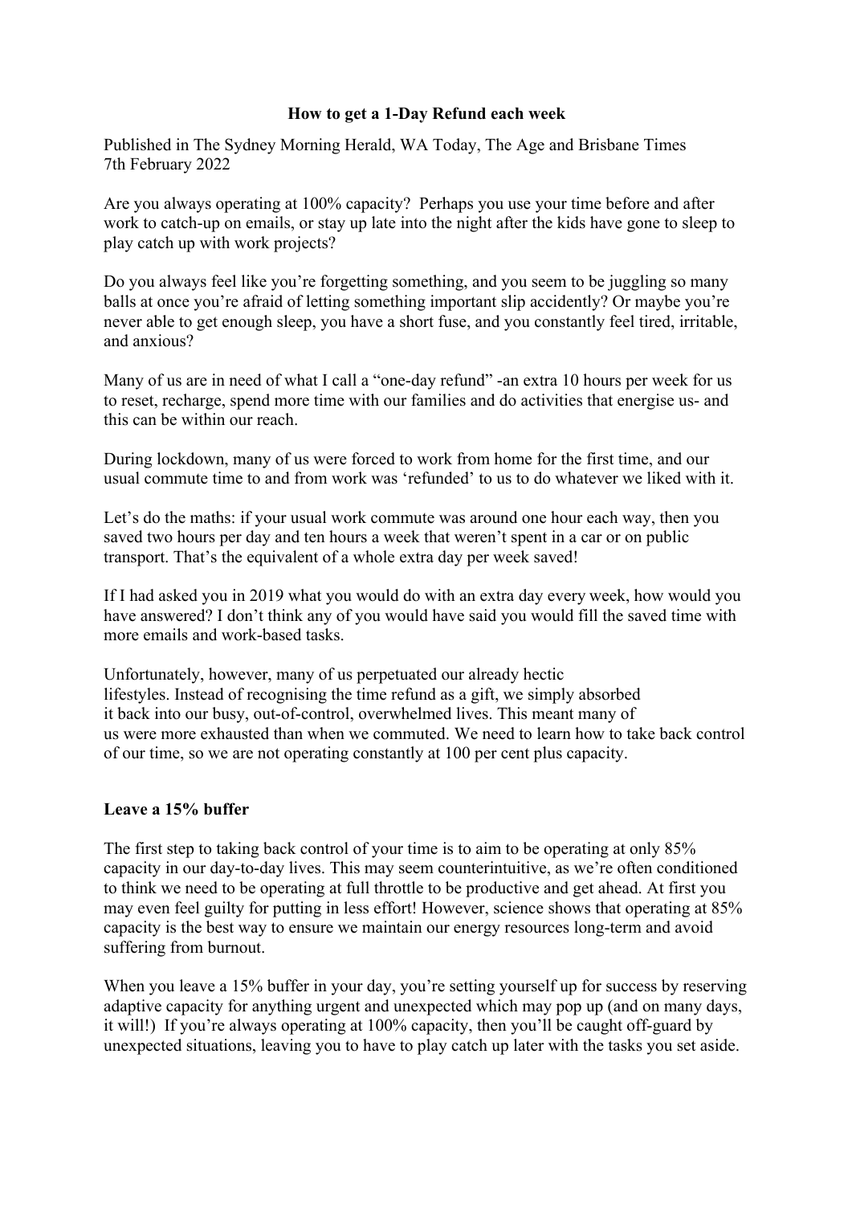# How to get a 1-Day Refund each week

Published in The Sydney Morning Herald, WA Today, The Age and Brisbane Times
7th February 2022

Are you always operating at 100% capacity? Perhaps you use your time before and after work to catch-up on emails, or stay up late into the night after the kids have gone to sleep to play catch up with work projects?

Do you always feel like you're forgetting something, and you seem to be juggling so many balls at once you're afraid of letting something important slip accidently? Or maybe you're never able to get enough sleep, you have a short fuse, and you constantly feel tired, irritable, and anxious?

Many of us are in need of what I call a "one-day refund" -an extra 10 hours per week for us to reset, recharge, spend more time with our families and do activities that energise us- and this can be within our reach.

During lockdown, many of us were forced to work from home for the first time, and our usual commute time to and from work was 'refunded' to us to do whatever we liked with it.

Let's do the maths: if your usual work commute was around one hour each way, then you saved two hours per day and ten hours a week that weren't spent in a car or on public transport. That's the equivalent of a whole extra day per week saved!

If I had asked you in 2019 what you would do with an extra day every week, how would you have answered? I don't think any of you would have said you would fill the saved time with more emails and work-based tasks.

Unfortunately, however, many of us perpetuated our already hectic lifestyles. Instead of recognising the time refund as a gift, we simply absorbed it back into our busy, out-of-control, overwhelmed lives. This meant many of us were more exhausted than when we commuted. We need to learn how to take back control of our time, so we are not operating constantly at 100 per cent plus capacity.

## Leave a 15% buffer

The first step to taking back control of your time is to aim to be operating at only 85% capacity in our day-to-day lives. This may seem counterintuitive, as we're often conditioned to think we need to be operating at full throttle to be productive and get ahead. At first you may even feel guilty for putting in less effort! However, science shows that operating at 85% capacity is the best way to ensure we maintain our energy resources long-term and avoid suffering from burnout.

When you leave a 15% buffer in your day, you're setting yourself up for success by reserving adaptive capacity for anything urgent and unexpected which may pop up (and on many days, it will!) If you're always operating at 100% capacity, then you'll be caught off-guard by unexpected situations, leaving you to have to play catch up later with the tasks you set aside.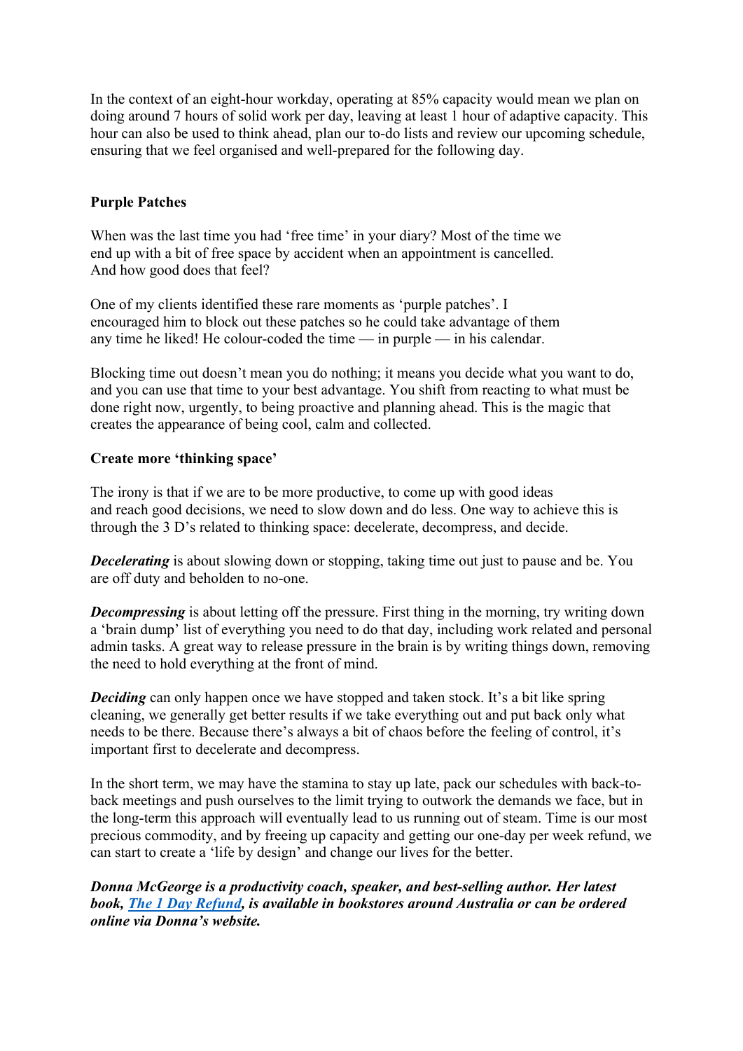In the context of an eight-hour workday, operating at 85% capacity would mean we plan on doing around 7 hours of solid work per day, leaving at least 1 hour of adaptive capacity. This hour can also be used to think ahead, plan our to-do lists and review our upcoming schedule, ensuring that we feel organised and well-prepared for the following day.

**Purple Patches**

When was the last time you had 'free time' in your diary? Most of the time we end up with a bit of free space by accident when an appointment is cancelled. And how good does that feel?

One of my clients identified these rare moments as 'purple patches'. I encouraged him to block out these patches so he could take advantage of them any time he liked! He colour-coded the time — in purple — in his calendar.

Blocking time out doesn't mean you do nothing; it means you decide what you want to do, and you can use that time to your best advantage. You shift from reacting to what must be done right now, urgently, to being proactive and planning ahead. This is the magic that creates the appearance of being cool, calm and collected.

**Create more 'thinking space'**

The irony is that if we are to be more productive, to come up with good ideas and reach good decisions, we need to slow down and do less. One way to achieve this is through the 3 D's related to thinking space: decelerate, decompress, and decide.

***Decelerating*** is about slowing down or stopping, taking time out just to pause and be. You are off duty and beholden to no-one.

***Decompressing*** is about letting off the pressure. First thing in the morning, try writing down a 'brain dump' list of everything you need to do that day, including work related and personal admin tasks. A great way to release pressure in the brain is by writing things down, removing the need to hold everything at the front of mind.

***Deciding*** can only happen once we have stopped and taken stock. It's a bit like spring cleaning, we generally get better results if we take everything out and put back only what needs to be there. Because there's always a bit of chaos before the feeling of control, it's important first to decelerate and decompress.

In the short term, we may have the stamina to stay up late, pack our schedules with back-to-back meetings and push ourselves to the limit trying to outwork the demands we face, but in the long-term this approach will eventually lead to us running out of steam. Time is our most precious commodity, and by freeing up capacity and getting our one-day per week refund, we can start to create a 'life by design' and change our lives for the better.

***Donna McGeorge is a productivity coach, speaker, and best-selling author. Her latest book, The 1 Day Refund, is available in bookstores around Australia or can be ordered online via Donna's website.***